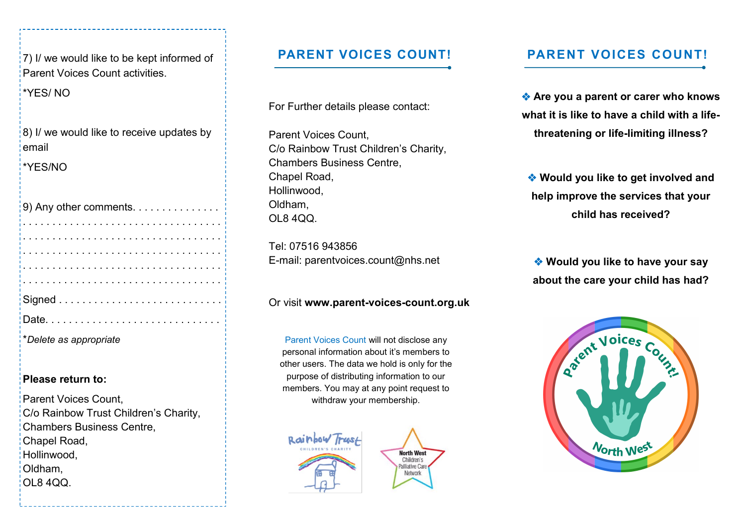7) I/ we would like to be kept informed of Parent Voices Count activities.

*YES/ NO

8) I/ we would like to receive updates by email

*YES/NO

9) Any other comments. . . . . . . . . . . . . . .
. . . . . . . . . . . . . . . . . . . . . . . . . . . . . . . . .
. . . . . . . . . . . . . . . . . . . . . . . . . . . . . . . . .
. . . . . . . . . . . . . . . . . . . . . . . . . . . . . . . . .
. . . . . . . . . . . . . . . . . . . . . . . . . . . . . . . . .
. . . . . . . . . . . . . . . . . . . . . . . . . . . . . . . . .

Signed . . . . . . . . . . . . . . . . . . . . . . . . . . .

Date. . . . . . . . . . . . . . . . . . . . . . . . . . . . .

**Delete as appropriate*

**Please return to:**

Parent Voices Count,
C/o Rainbow Trust Children's Charity,
Chambers Business Centre,
Chapel Road,
Hollinwood,
Oldham,
OL8 4QQ.

## PARENT VOICES COUNT!

For Further details please contact:

Parent Voices Count,
C/o Rainbow Trust Children's Charity,
Chambers Business Centre,
Chapel Road,
Hollinwood,
Oldham,
OL8 4QQ.

Tel: 07516 943856
E-mail: parentvoices.count@nhs.net

Or visit **www.parent-voices-count.org.uk**

Parent Voices Count will not disclose any personal information about it's members to other users. The data we hold is only for the purpose of distributing information to our members. You may at any point request to withdraw your membership.

Rainbow Trust CHILDREN'S CHARITY

North West Children's Palliative Care Network

## PARENT VOICES COUNT!

❖ **Are you a parent or carer who knows what it is like to have a child with a life-threatening or life-limiting illness?**

❖ **Would you like to get involved and help improve the services that your child has received?**

❖ **Would you like to have your say about the care your child has had?**

Parent Voices Count! North West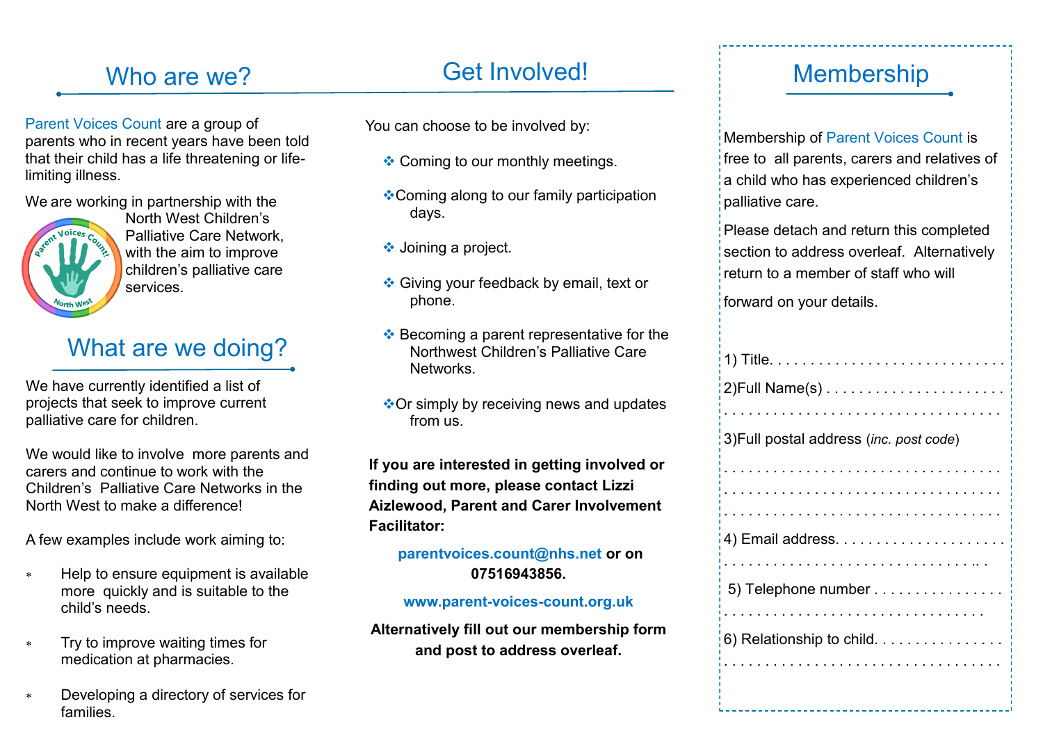## Who are we?

Parent Voices Count are a group of parents who in recent years have been told that their child has a life threatening or life-limiting illness.

We are working in partnership with the North West Children's Palliative Care Network, with the aim to improve children's palliative care services.

## What are we doing?

We have currently identified a list of projects that seek to improve current palliative care for children.

We would like to involve more parents and carers and continue to work with the Children's Palliative Care Networks in the North West to make a difference!

A few examples include work aiming to:

- Help to ensure equipment is available more quickly and is suitable to the child's needs.
- Try to improve waiting times for medication at pharmacies.
- Developing a directory of services for families.

## Get Involved!

You can choose to be involved by:

- Coming to our monthly meetings.
- Coming along to our family participation days.
- Joining a project.
- Giving your feedback by email, text or phone.
- Becoming a parent representative for the Northwest Children's Palliative Care Networks.
- Or simply by receiving news and updates from us.

**If you are interested in getting involved or finding out more, please contact Lizzi Aizlewood, Parent and Carer Involvement Facilitator:**

**parentvoices.count@nhs.net or on 07516943856.**

**www.parent-voices-count.org.uk**

**Alternatively fill out our membership form and post to address overleaf.**

## Membership

Membership of Parent Voices Count is free to all parents, carers and relatives of a child who has experienced children's palliative care.

Please detach and return this completed section to address overleaf. Alternatively return to a member of staff who will forward on your details.

1) Title. . . . . . . . . . . . . . . . . . . . . . . . . . . . .

2)Full Name(s) . . . . . . . . . . . . . . . . . . . . . .
. . . . . . . . . . . . . . . . . . . . . . . . . . . . . . . . . .

3)Full postal address (*inc. post code*)

. . . . . . . . . . . . . . . . . . . . . . . . . . . . . . . . . .
. . . . . . . . . . . . . . . . . . . . . . . . . . . . . . . . . .
. . . . . . . . . . . . . . . . . . . . . . . . . . . . . . . . . .

4) Email address. . . . . . . . . . . . . . . . . . . . .
. . . . . . . . . . . . . . . . . . . . . . . . . . . . . . .. .

5) Telephone number . . . . . . . . . . . . . . . .
. . . . . . . . . . . . . . . . . . . . . . . . . . . . . . .

6) Relationship to child. . . . . . . . . . . . . . . .
. . . . . . . . . . . . . . . . . . . . . . . . . . . . . . . . . .